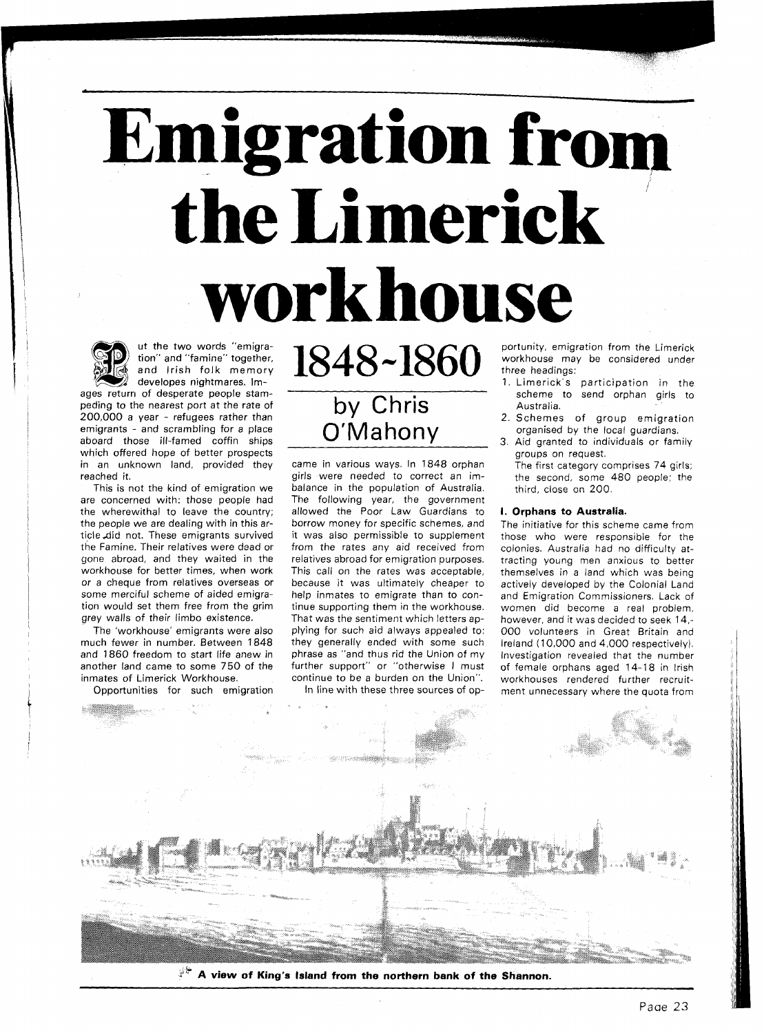# Emigration from the Limerick workhouse

## 1848-1860

### by Chris O'Mahony

Put the two words "emigration" and "famine" together, and Irish folk memory developes nightmares. Images return of desperate people stampeding to the nearest port at the rate of 200,000 a year - refugees rather than emigrants - and scrambling for a place aboard those ill-famed coffin ships which offered hope of better prospects in an unknown land, provided they reached it.

This is not the kind of emigration we are concerned with: those people had the wherewithal to leave the country; the people we are dealing with in this article did not. These emigrants survived the Famine. Their relatives were dead or gone abroad, and they waited in the workhouse for better times, when work or a cheque from relatives overseas or some merciful scheme of aided emigration would set them free from the grim grey walls of their limbo existence.

The 'workhouse' emigrants were also much fewer in number. Between 1848 and 1860 freedom to start life anew in another land came to some 750 of the inmates of Limerick Workhouse.

Opportunities for such emigration came in various ways. In 1848 orphan girls were needed to correct an imbalance in the population of Australia. The following year, the government allowed the Poor Law Guardians to borrow money for specific schemes, and it was also permissible to supplement from the rates any aid received from relatives abroad for emigration purposes. This call on the rates was acceptable, because it was ultimately cheaper to help inmates to emigrate than to continue supporting them in the workhouse. That was the sentiment which letters applying for such aid always appealed to: they generally ended with some such phrase as "and thus rid the Union of my further support" or "otherwise I must continue to be a burden on the Union".

In line with these three sources of opportunity, emigration from the Limerick workhouse may be considered under three headings:

1. Limerick's participation in the scheme to send orphan girls to Australia.
2. Schemes of group emigration organised by the local guardians.
3. Aid granted to individuals or family groups on request.

The first category comprises 74 girls; the second, some 480 people; the third, close on 200.

#### I. Orphans to Australia.

The initiative for this scheme came from those who were responsible for the colonies. Australia had no difficulty attracting young men anxious to better themselves in a land which was being actively developed by the Colonial Land and Emigration Commissioners. Lack of women did become a real problem, however, and it was decided to seek 14,000 volunteers in Great Britain and Ireland (10,000 and 4,000 respectively). Investigation revealed that the number of female orphans aged 14-18 in Irish workhouses rendered further recruitment unnecessary where the quota from

A view of King's Island from the northern bank of the Shannon.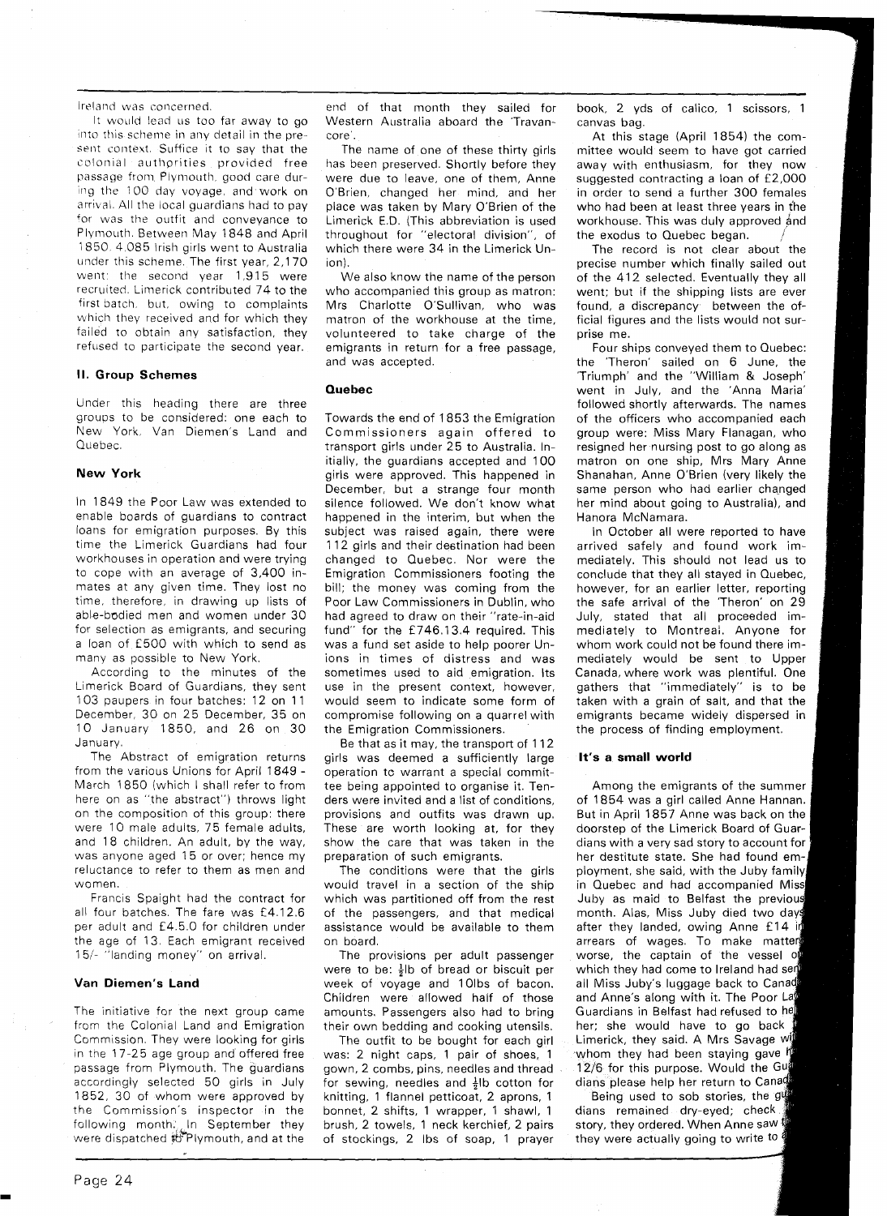Ireland was concerned.

It would lead us too far away to go into this scheme in any detail in the present context. Suffice it to say that the colonial authorities provided free passage from Plymouth, good care during the 100 day voyage, and work on arrival. All the local guardians had to pay for was the outfit and conveyance to Plymouth. Between May 1848 and April 1850, 4,085 Irish girls went to Australia under this scheme. The first year, 2,170 went; the second year 1,915 were recruited. Limerick contributed 74 to the first batch, but, owing to complaints which they received and for which they failed to obtain any satisfaction, they refused to participate the second year.

## II. Group Schemes

Under this heading there are three groups to be considered: one each to New York, Van Diemen's Land and Quebec.

### New York

In 1849 the Poor Law was extended to enable boards of guardians to contract loans for emigration purposes. By this time the Limerick Guardians had four workhouses in operation and were trying to cope with an average of 3,400 inmates at any given time. They lost no time, therefore, in drawing up lists of able-bodied men and women under 30 for selection as emigrants, and securing a loan of £500 with which to send as many as possible to New York.

According to the minutes of the Limerick Board of Guardians, they sent 103 paupers in four batches: 12 on 11 December, 30 on 25 December, 35 on 10 January 1850, and 26 on 30 January.

The Abstract of emigration returns from the various Unions for April 1849 - March 1850 (which I shall refer to from here on as "the abstract") throws light on the composition of this group: there were 10 male adults, 75 female adults, and 18 children. An adult, by the way, was anyone aged 15 or over; hence my reluctance to refer to them as men and women.

Francis Spaight had the contract for all four batches. The fare was £4.12.6 per adult and £4.5.0 for children under the age of 13. Each emigrant received 15/- "landing money" on arrival.

### Van Diemen's Land

The initiative for the next group came from the Colonial Land and Emigration Commission. They were looking for girls in the 17-25 age group and offered free passage from Plymouth. The guardians accordingly selected 50 girls in July 1852, 30 of whom were approved by the Commission's inspector in the following month. In September they were dispatched to Plymouth, and at the end of that month they sailed for Western Australia aboard the 'Travancore'.

The name of one of these thirty girls has been preserved. Shortly before they were due to leave, one of them, Anne O'Brien, changed her mind, and her place was taken by Mary O'Brien of the Limerick E.D. (This abbreviation is used throughout for "electoral division", of which there were 34 in the Limerick Union).

We also know the name of the person who accompanied this group as matron: Mrs Charlotte O'Sullivan, who was matron of the workhouse at the time, volunteered to take charge of the emigrants in return for a free passage, and was accepted.

### Quebec

Towards the end of 1853 the Emigration Commissioners again offered to transport girls under 25 to Australia. Initially, the guardians accepted and 100 girls were approved. This happened in December, but a strange four month silence followed. We don't know what happened in the interim, but when the subject was raised again, there were 112 girls and their destination had been changed to Quebec. Nor were the Emigration Commissioners footing the bill; the money was coming from the Poor Law Commissioners in Dublin, who had agreed to draw on their "rate-in-aid fund" for the £746.13.4 required. This was a fund set aside to help poorer Unions in times of distress and was sometimes used to aid emigration. Its use in the present context, however, would seem to indicate some form of compromise following on a quarrel with the Emigration Commissioners.

Be that as it may, the transport of 112 girls was deemed a sufficiently large operation to warrant a special committee being appointed to organise it. Tenders were invited and a list of conditions, provisions and outfits was drawn up. These are worth looking at, for they show the care that was taken in the preparation of such emigrants.

The conditions were that the girls would travel in a section of the ship which was partitioned off from the rest of the passengers, and that medical assistance would be available to them on board.

The provisions per adult passenger were to be: ½lb of bread or biscuit per week of voyage and 10lbs of bacon. Children were allowed half of those amounts. Passengers also had to bring their own bedding and cooking utensils.

The outfit to be bought for each girl was: 2 night caps, 1 pair of shoes, 1 gown, 2 combs, pins, needles and thread for sewing, needles and ½lb cotton for knitting, 1 flannel petticoat, 2 aprons, 1 bonnet, 2 shifts, 1 wrapper, 1 shawl, 1 brush, 2 towels, 1 neck kerchief, 2 pairs of stockings, 2 lbs of soap, 1 prayer book, 2 yds of calico, 1 scissors, 1 canvas bag.

At this stage (April 1854) the committee would seem to have got carried away with enthusiasm, for they now suggested contracting a loan of £2,000 in order to send a further 300 females who had been at least three years in the workhouse. This was duly approved and the exodus to Quebec began.

The record is not clear about the precise number which finally sailed out of the 412 selected. Eventually they all went; but if the shipping lists are ever found, a discrepancy between the official figures and the lists would not surprise me.

Four ships conveyed them to Quebec: the 'Theron' sailed on 6 June, the 'Triumph' and the "William & Joseph" went in July, and the 'Anna Maria' followed shortly afterwards. The names of the officers who accompanied each group were: Miss Mary Flanagan, who resigned her nursing post to go along as matron on one ship, Mrs Mary Anne Shanahan, Anne O'Brien (very likely the same person who had earlier changed her mind about going to Australia), and Hanora McNamara.

In October all were reported to have arrived safely and found work immediately. This should not lead us to conclude that they all stayed in Quebec, however, for an earlier letter, reporting the safe arrival of the 'Theron' on 29 July, stated that all proceeded immediately to Montreal. Anyone for whom work could not be found there immediately would be sent to Upper Canada, where work was plentiful. One gathers that "immediately" is to be taken with a grain of salt, and that the emigrants became widely dispersed in the process of finding employment.

### It's a small world

Among the emigrants of the summer of 1854 was a girl called Anne Hannan. But in April 1857 Anne was back on the doorstep of the Limerick Board of Guardians with a very sad story to account for her destitute state. She had found employment, she said, with the Juby family in Quebec and had accompanied Miss Juby as maid to Belfast the previous month. Alas, Miss Juby died two days after they landed, owing Anne £14 in arrears of wages. To make matters worse, the captain of the vessel on which they had come to Ireland had sent all Miss Juby's luggage back to Canada and Anne's along with it. The Poor Law Guardians in Belfast had refused to help her; she would have to go back to Limerick, they said. A Mrs Savage with whom they had been staying gave her 12/6 for this purpose. Would the Guardians please help her return to Canada?

Being used to sob stories, the guardians remained dry-eyed; check the story, they ordered. When Anne saw they were actually going to write to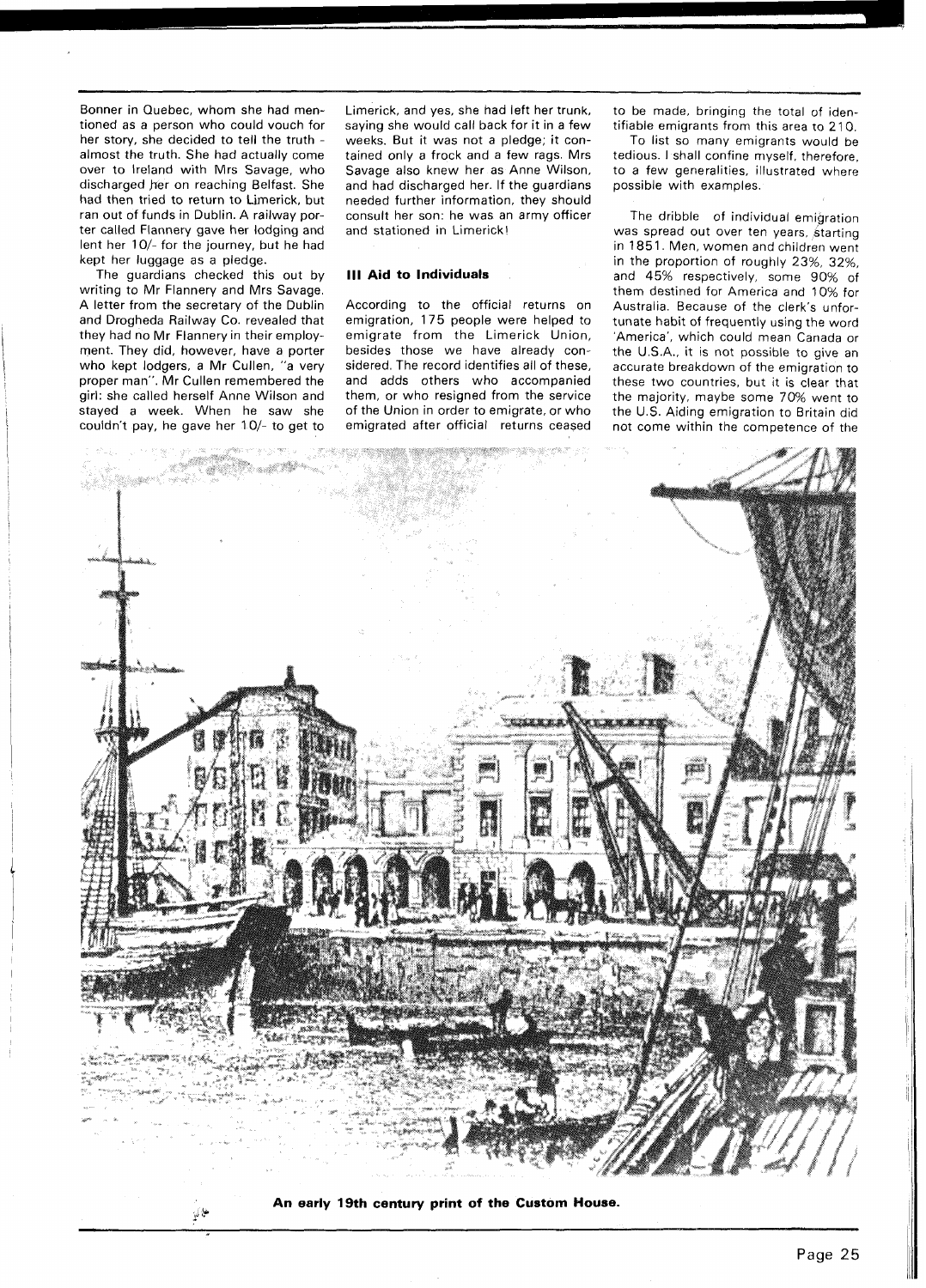Bonner in Quebec, whom she had mentioned as a person who could vouch for her story, she decided to tell the truth - almost the truth. She had actually come over to Ireland with Mrs Savage, who discharged her on reaching Belfast. She had then tried to return to Limerick, but ran out of funds in Dublin. A railway porter called Flannery gave her lodging and lent her 10/- for the journey, but he had kept her luggage as a pledge.

The guardians checked this out by writing to Mr Flannery and Mrs Savage. A letter from the secretary of the Dublin and Drogheda Railway Co. revealed that they had no Mr Flannery in their employment. They did, however, have a porter who kept lodgers, a Mr Cullen, "a very proper man". Mr Cullen remembered the girl: she called herself Anne Wilson and stayed a week. When he saw she couldn't pay, he gave her 10/- to get to Limerick, and yes, she had left her trunk, saying she would call back for it in a few weeks. But it was not a pledge; it contained only a frock and a few rags. Mrs Savage also knew her as Anne Wilson, and had discharged her. If the guardians needed further information, they should consult her son: he was an army officer and stationed in Limerick!

### III Aid to Individuals

According to the official returns on emigration, 175 people were helped to emigrate from the Limerick Union, besides those we have already considered. The record identifies all of these, and adds others who accompanied them, or who resigned from the service of the Union in order to emigrate, or who emigrated after official returns ceased to be made, bringing the total of identifiable emigrants from this area to 210.

To list so many emigrants would be tedious. I shall confine myself, therefore, to a few generalities, illustrated where possible with examples.

The dribble of individual emigration was spread out over ten years, starting in 1851. Men, women and children went in the proportion of roughly 23%, 32%, and 45% respectively, some 90% of them destined for America and 10% for Australia. Because of the clerk's unfortunate habit of frequently using the word 'America', which could mean Canada or the U.S.A., it is not possible to give an accurate breakdown of the emigration to these two countries, but it is clear that the majority, maybe some 70% went to the U.S. Aiding emigration to Britain did not come within the competence of the

**An early 19th century print of the Custom House.**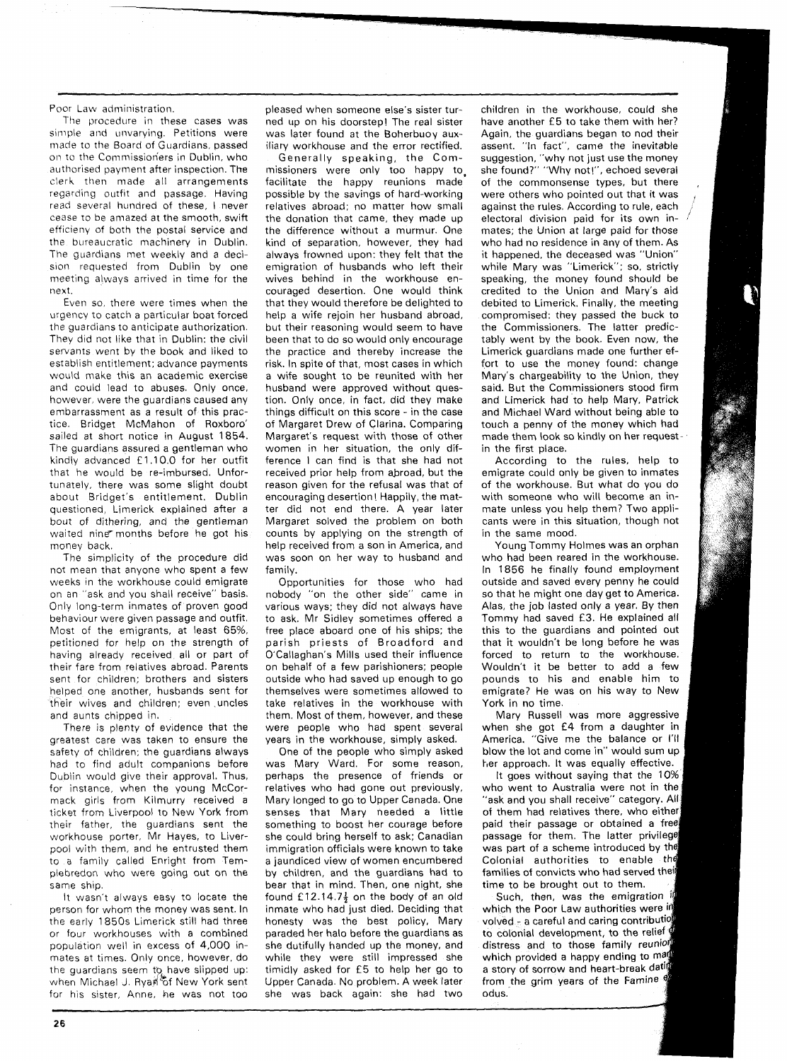Poor Law administration.

The procedure in these cases was simple and unvarying. Petitions were made to the Board of Guardians, passed on to the Commissioners in Dublin, who authorised payment after inspection. The clerk then made all arrangements regarding outfit and passage. Having read several hundred of these, I never cease to be amazed at the smooth, swift efficiency of both the postal service and the bureaucratic machinery in Dublin. The guardians met weekly and a decision requested from Dublin by one meeting always arrived in time for the next.

Even so, there were times when the urgency to catch a particular boat forced the guardians to anticipate authorization. They did not like that in Dublin: the civil servants went by the book and liked to establish entitlement; advance payments would make this an academic exercise and could lead to abuses. Only once, however, were the guardians caused any embarrassment as a result of this practice. Bridget McMahon of Roxboro' sailed at short notice in August 1854. The guardians assured a gentleman who kindly advanced £1.10.0 for her outfit that he would be re-imbursed. Unfortunately, there was some slight doubt about Bridget's entitlement. Dublin questioned, Limerick explained after a bout of dithering, and the gentleman waited nine months before he got his money back.

The simplicity of the procedure did not mean that anyone who spent a few weeks in the workhouse could emigrate on an "ask and you shall receive" basis. Only long-term inmates of proven good behaviour were given passage and outfit. Most of the emigrants, at least 65%, petitioned for help on the strength of having already received all or part of their fare from relatives abroad. Parents sent for children; brothers and sisters helped one another, husbands sent for their wives and children; even uncles and aunts chipped in.

There is plenty of evidence that the greatest care was taken to ensure the safety of children; the guardians always had to find adult companions before Dublin would give their approval. Thus, for instance, when the young McCormack girls from Kilmurry received a ticket from Liverpool to New York from their father, the guardians sent the workhouse porter, Mr Hayes, to Liverpool with them, and he entrusted them to a family called Enright from Templebredon who were going out on the same ship.

It wasn't always easy to locate the person for whom the money was sent. In the early 1850s Limerick still had three or four workhouses with a combined population well in excess of 4,000 inmates at times. Only once, however, do the guardians seem to have slipped up: when Michael J. Ryan of New York sent for his sister, Anne, he was not too pleased when someone else's sister turned up on his doorstep! The real sister was later found at the Boherbuoy auxiliary workhouse and the error rectified.

Generally speaking, the Commissioners were only too happy to facilitate the happy reunions made possible by the savings of hard-working relatives abroad; no matter how small the donation that came, they made up the difference without a murmur. One kind of separation, however, they had always frowned upon: they felt that the emigration of husbands who left their wives behind in the workhouse encouraged desertion. One would think that they would therefore be delighted to help a wife rejoin her husband abroad, but their reasoning would seem to have been that to do so would only encourage the practice and thereby increase the risk. In spite of that, most cases in which a wife sought to be reunited with her husband were approved without question. Only once, in fact, did they make things difficult on this score - in the case of Margaret Drew of Clarina. Comparing Margaret's request with those of other women in her situation, the only difference I can find is that she had not received prior help from abroad, but the reason given for the refusal was that of encouraging desertion! Happily, the matter did not end there. A year later Margaret solved the problem on both counts by applying on the strength of help received from a son in America, and was soon on her way to husband and family.

Opportunities for those who had nobody "on the other side" came in various ways; they did not always have to ask. Mr Sidley sometimes offered a free place aboard one of his ships; the parish priests of Broadford and O'Callaghan's Mills used their influence on behalf of a few parishioners; people outside who had saved up enough to go themselves were sometimes allowed to take relatives in the workhouse with them. Most of them, however, and these were people who had spent several years in the workhouse, simply asked.

One of the people who simply asked was Mary Ward. For some reason, perhaps the presence of friends or relatives who had gone out previously, Mary longed to go to Upper Canada. One senses that Mary needed a little something to boost her courage before she could bring herself to ask; Canadian immigration officials were known to take a jaundiced view of women encumbered by children, and the guardians had to bear that in mind. Then, one night, she found £12.14.7½ on the body of an old inmate who had just died. Deciding that honesty was the best policy, Mary paraded her halo before the guardians as she dutifully handed up the money, and while they were still impressed she timidly asked for £5 to help her go to Upper Canada. No problem. A week later she was back again: she had two children in the workhouse, could she have another £5 to take them with her? Again, the guardians began to nod their assent. "In fact", came the inevitable suggestion, "why not just use the money she found?" "Why not!", echoed several of the commonsense types, but there were others who pointed out that it was against the rules. According to rule, each electoral division paid for its own inmates; the Union at large paid for those who had no residence in any of them. As it happened, the deceased was "Union" while Mary was "Limerick"; so, strictly speaking, the money found should be credited to the Union and Mary's aid debited to Limerick. Finally, the meeting compromised: they passed the buck to the Commissioners. The latter predictably went by the book. Even now, the Limerick guardians made one further effort to use the money found: change Mary's chargeability to the Union, they said. But the Commissioners stood firm and Limerick had to help Mary, Patrick and Michael Ward without being able to touch a penny of the money which had made them look so kindly on her request in the first place.

According to the rules, help to emigrate could only be given to inmates of the workhouse. But what do you do with someone who will become an inmate unless you help them? Two applicants were in this situation, though not in the same mood.

Young Tommy Holmes was an orphan who had been reared in the workhouse. In 1856 he finally found employment outside and saved every penny he could so that he might one day get to America. Alas, the job lasted only a year. By then Tommy had saved £3. He explained all this to the guardians and pointed out that it wouldn't be long before he was forced to return to the workhouse. Wouldn't it be better to add a few pounds to his and enable him to emigrate? He was on his way to New York in no time.

Mary Russell was more aggressive when she got £4 from a daughter in America. "Give me the balance or I'll blow the lot and come in" would sum up her approach. It was equally effective.

It goes without saying that the 10% who went to Australia were not in the "ask and you shall receive" category. All of them had relatives there, who either paid their passage or obtained a free passage for them. The latter privilege was part of a scheme introduced by the Colonial authorities to enable the families of convicts who had served their time to be brought out to them.

Such, then, was the emigration in which the Poor Law authorities were involved - a careful and caring contribution to colonial development, to the relief of distress and to those family reunions which provided a happy ending to many a story of sorrow and heart-break dating from the grim years of the Famine exodus.